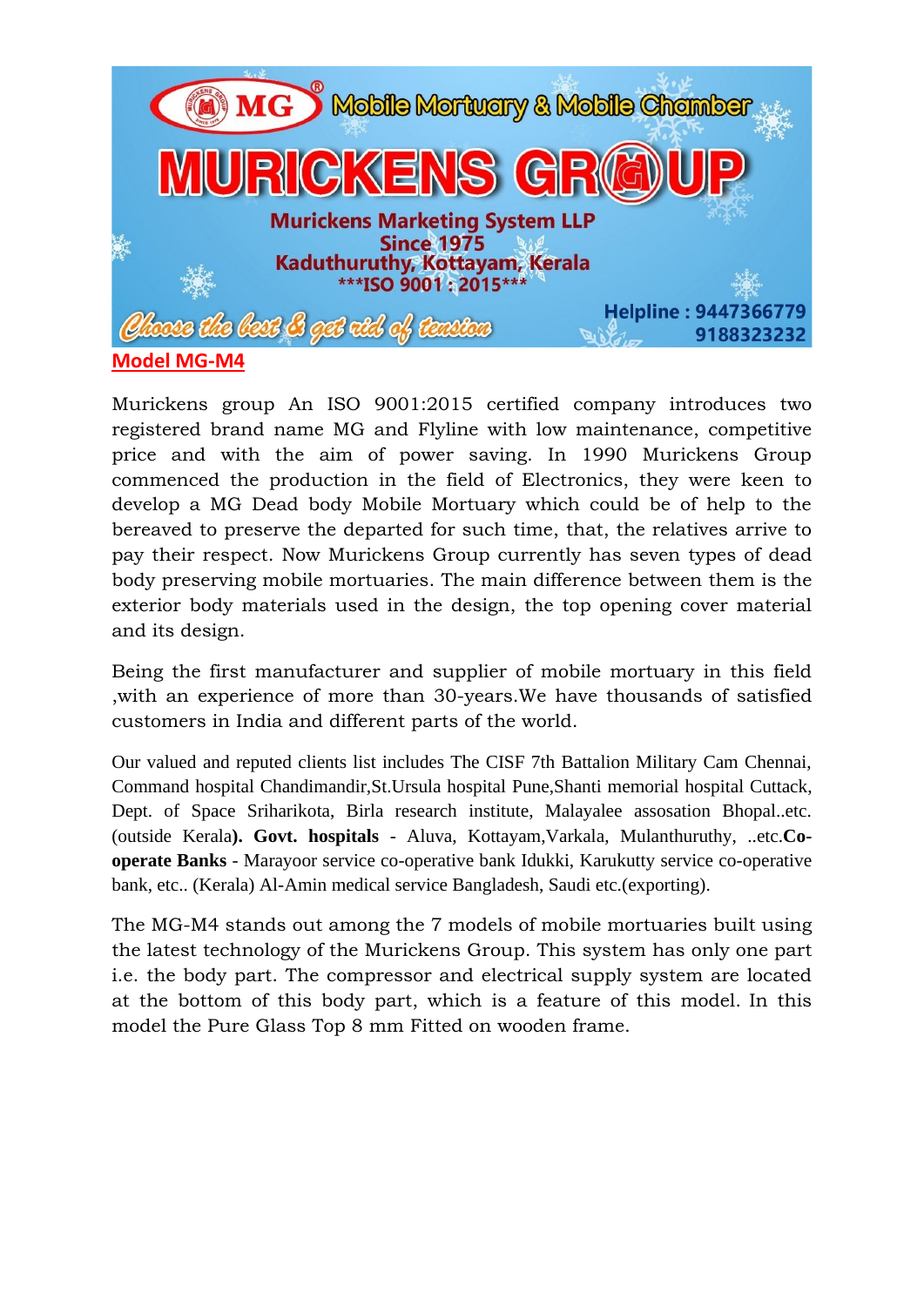MG® Mobile Mortuary & Mobile Chamber

# MURICKENS GROUP

**Murickens Marketing System LLP**
**Since 1975**
**Kaduthuruthy, Kottayam, Kerala**
**\*\*\*ISO 9001 : 2015\*\*\***

*Choose the best & get rid of tension*

**Helpline : 9447366779**
**9188323232**

## Model MG-M4

Murickens group An ISO 9001:2015 certified company introduces two registered brand name MG and Flyline with low maintenance, competitive price and with the aim of power saving. In 1990 Murickens Group commenced the production in the field of Electronics, they were keen to develop a MG Dead body Mobile Mortuary which could be of help to the bereaved to preserve the departed for such time, that, the relatives arrive to pay their respect. Now Murickens Group currently has seven types of dead body preserving mobile mortuaries. The main difference between them is the exterior body materials used in the design, the top opening cover material and its design.

Being the first manufacturer and supplier of mobile mortuary in this field ,with an experience of more than 30-years.We have thousands of satisfied customers in India and different parts of the world.

Our valued and reputed clients list includes The CISF 7th Battalion Military Cam Chennai, Command hospital Chandimandir,St.Ursula hospital Pune,Shanti memorial hospital Cuttack, Dept. of Space Sriharikota, Birla research institute, Malayalee assosation Bhopal..etc. (outside Kerala**). Govt. hospitals** - Aluva, Kottayam,Varkala, Mulanthuruthy, ..etc.**Co-operate Banks** - Marayoor service co-operative bank Idukki, Karukutty service co-operative bank, etc.. (Kerala) Al-Amin medical service Bangladesh, Saudi etc.(exporting).

The MG-M4 stands out among the 7 models of mobile mortuaries built using the latest technology of the Murickens Group. This system has only one part i.e. the body part. The compressor and electrical supply system are located at the bottom of this body part, which is a feature of this model. In this model the Pure Glass Top 8 mm Fitted on wooden frame.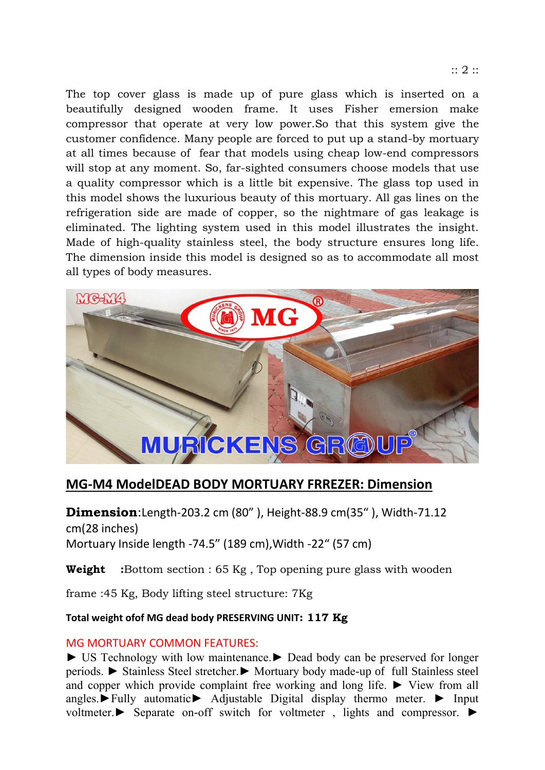The top cover glass is made up of pure glass which is inserted on a beautifully designed wooden frame. It uses Fisher emersion make compressor that operate at very low power.So that this system give the customer confidence. Many people are forced to put up a stand-by mortuary at all times because of fear that models using cheap low-end compressors will stop at any moment. So, far-sighted consumers choose models that use a quality compressor which is a little bit expensive. The glass top used in this model shows the luxurious beauty of this mortuary. All gas lines on the refrigeration side are made of copper, so the nightmare of gas leakage is eliminated. The lighting system used in this model illustrates the insight. Made of high-quality stainless steel, the body structure ensures long life. The dimension inside this model is designed so as to accommodate all most all types of body measures.

## MG-M4 ModelDEAD BODY MORTUARY FRREZER: Dimension

**Dimension**:Length-203.2 cm (80" ), Height-88.9 cm(35" ), Width-71.12 cm(28 inches)
Mortuary Inside length -74.5" (189 cm),Width -22" (57 cm)

**Weight :**Bottom section : 65 Kg , Top opening pure glass with wooden frame :45 Kg, Body lifting steel structure: 7Kg

**Total weight ofof MG dead body PRESERVING UNIT: 117 Kg**

MG MORTUARY COMMON FEATURES:

► US Technology with low maintenance.► Dead body can be preserved for longer periods. ► Stainless Steel stretcher.► Mortuary body made-up of full Stainless steel and copper which provide complaint free working and long life. ► View from all angles.►Fully automatic► Adjustable Digital display thermo meter. ► Input voltmeter.► Separate on-off switch for voltmeter , lights and compressor. ►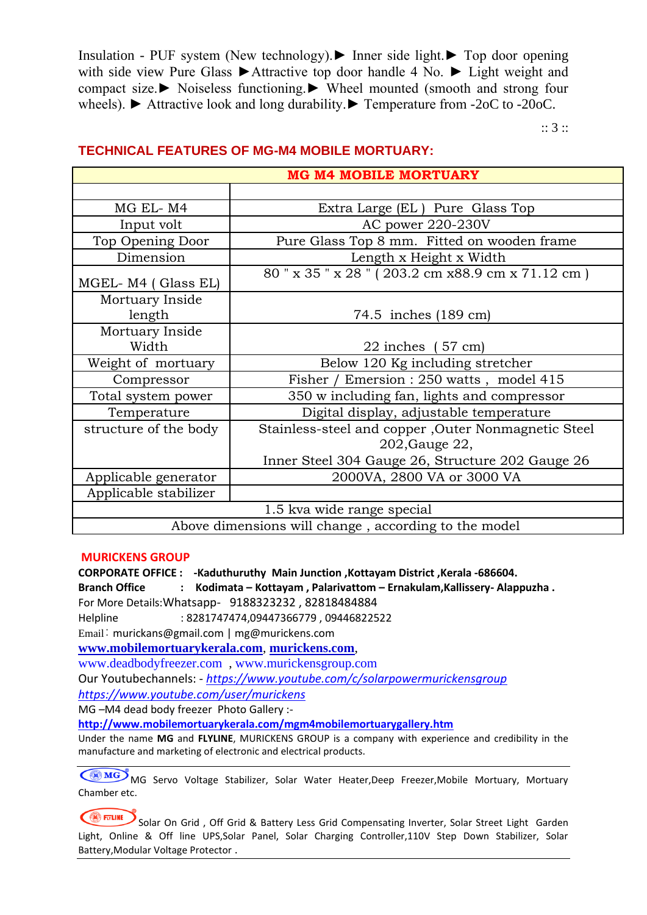Insulation - PUF system (New technology).► Inner side light.► Top door opening with side view Pure Glass ►Attractive top door handle 4 No. ► Light weight and compact size.► Noiseless functioning.► Wheel mounted (smooth and strong four wheels). ► Attractive look and long durability.► Temperature from -2oC to -20oC.

## TECHNICAL FEATURES OF MG-M4 MOBILE MORTUARY:

| MG M4 MOBILE MORTUARY | |
|---|---|
| | |
| MG EL- M4 | Extra Large (EL ) Pure Glass Top |
| Input volt | AC power 220-230V |
| Top Opening Door | Pure Glass Top 8 mm. Fitted on wooden frame |
| Dimension | Length x Height x Width |
| MGEL- M4 ( Glass EL) | 80 " x 35 " x 28 " ( 203.2 cm x88.9 cm x 71.12 cm ) |
| Mortuary Inside length | 74.5 inches (189 cm) |
| Mortuary Inside Width | 22 inches ( 57 cm) |
| Weight of mortuary | Below 120 Kg including stretcher |
| Compressor | Fisher / Emersion : 250 watts , model 415 |
| Total system power | 350 w including fan, lights and compressor |
| Temperature | Digital display, adjustable temperature |
| structure of the body | Stainless-steel and copper ,Outer Nonmagnetic Steel 202,Gauge 22, Inner Steel 304 Gauge 26, Structure 202 Gauge 26 |
| Applicable generator | 2000VA, 2800 VA or 3000 VA |
| Applicable stabilizer | |
| 1.5 kva wide range special | |
| Above dimensions will change , according to the model | |

**MURICKENS GROUP**

**CORPORATE OFFICE : -Kaduthuruthy Main Junction ,Kottayam District ,Kerala -686604.**

**Branch Office : Kodimata – Kottayam , Palarivattom – Ernakulam,Kallissery- Alappuzha .**

For More Details:Whatsapp- 9188323232 , 82818484884

Helpline : 8281747474,09447366779 , 09446822522

Email : murickans@gmail.com | mg@murickens.com

**www.mobilemortuarykerala.com**, **murickens.com**,

www.deadbodyfreezer.com , www.murickensgroup.com

Our Youtubechannels: - *https://www.youtube.com/c/solarpowermurickensgroup*

*https://www.youtube.com/user/murickens*

MG –M4 dead body freezer Photo Gallery :-

**http://www.mobilemortuarykerala.com/mgm4mobilemortuarygallery.htm**

Under the name **MG** and **FLYLINE**, MURICKENS GROUP is a company with experience and credibility in the manufacture and marketing of electronic and electrical products.

MG MG Servo Voltage Stabilizer, Solar Water Heater,Deep Freezer,Mobile Mortuary, Mortuary Chamber etc.

FLYLINE Solar On Grid , Off Grid & Battery Less Grid Compensating Inverter, Solar Street Light Garden Light, Online & Off line UPS,Solar Panel, Solar Charging Controller,110V Step Down Stabilizer, Solar Battery,Modular Voltage Protector .